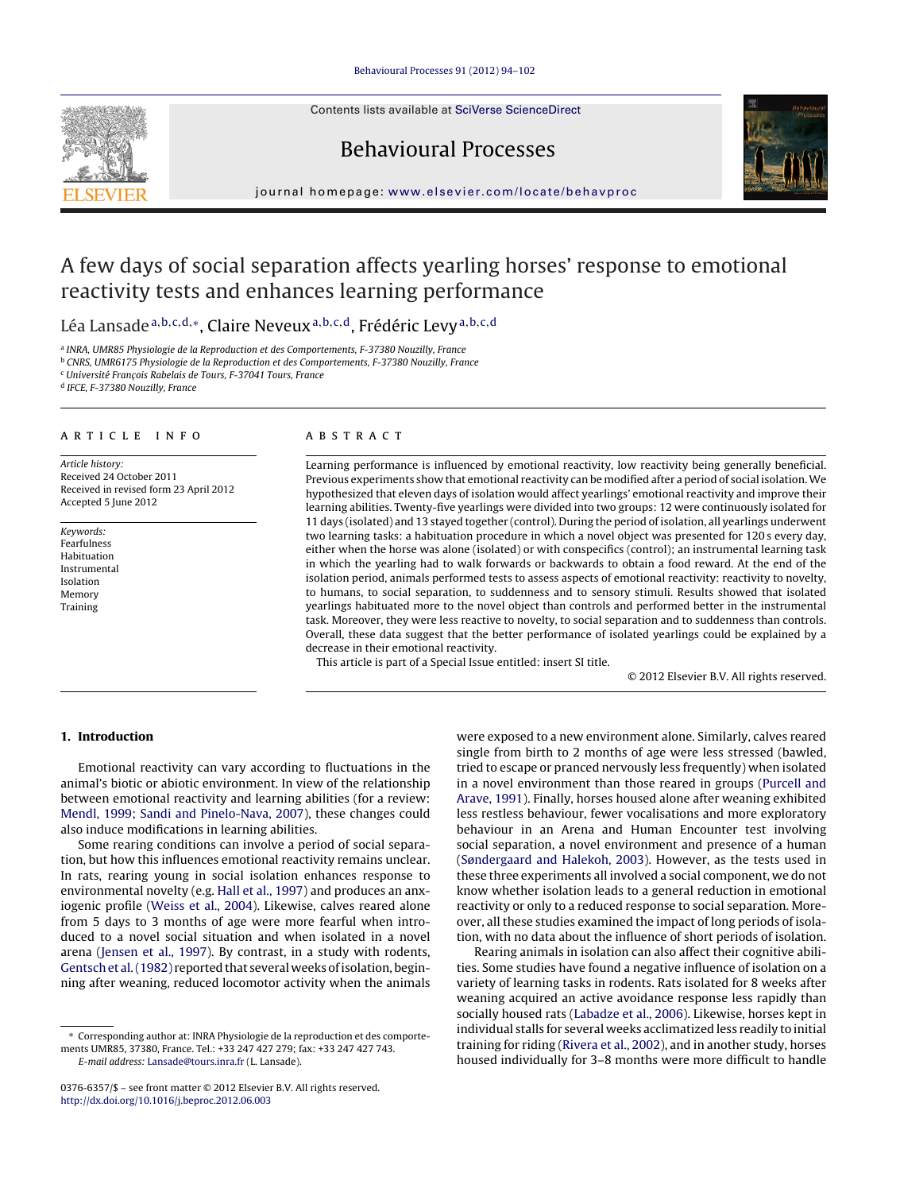# A few days of social separation affects yearling horses' response to emotional reactivity tests and enhances learning performance

Léa Lansade[a,b,c,d,*], Claire Neveux[a,b,c,d], Frédéric Levy[a,b,c,d]

[a] INRA, UMR85 Physiologie de la Reproduction et des Comportements, F-37380 Nouzilly, France
[b] CNRS, UMR6175 Physiologie de la Reproduction et des Comportements, F-37380 Nouzilly, France
[c] Université François Rabelais de Tours, F-37041 Tours, France
[d] IFCE, F-37380 Nouzilly, France

## ARTICLE INFO

*Article history:*
Received 24 October 2011
Received in revised form 23 April 2012
Accepted 5 June 2012

*Keywords:*
Fearfulness
Habituation
Instrumental
Isolation
Memory
Training

## ABSTRACT

Learning performance is influenced by emotional reactivity, low reactivity being generally beneficial. Previous experiments show that emotional reactivity can be modified after a period of social isolation. We hypothesized that eleven days of isolation would affect yearlings' emotional reactivity and improve their learning abilities. Twenty-five yearlings were divided into two groups: 12 were continuously isolated for 11 days (isolated) and 13 stayed together (control). During the period of isolation, all yearlings underwent two learning tasks: a habituation procedure in which a novel object was presented for 120 s every day, either when the horse was alone (isolated) or with conspecifics (control); an instrumental learning task in which the yearling had to walk forwards or backwards to obtain a food reward. At the end of the isolation period, animals performed tests to assess aspects of emotional reactivity: reactivity to novelty, to humans, to social separation, to suddenness and to sensory stimuli. Results showed that isolated yearlings habituated more to the novel object than controls and performed better in the instrumental task. Moreover, they were less reactive to novelty, to social separation and to suddenness than controls. Overall, these data suggest that the better performance of isolated yearlings could be explained by a decrease in their emotional reactivity.

This article is part of a Special Issue entitled: insert SI title.

© 2012 Elsevier B.V. All rights reserved.

## 1. Introduction

Emotional reactivity can vary according to fluctuations in the animal's biotic or abiotic environment. In view of the relationship between emotional reactivity and learning abilities (for a review: Mendl, 1999; Sandi and Pinelo-Nava, 2007), these changes could also induce modifications in learning abilities.

Some rearing conditions can involve a period of social separation, but how this influences emotional reactivity remains unclear. In rats, rearing young in social isolation enhances response to environmental novelty (e.g. Hall et al., 1997) and produces an anxiogenic profile (Weiss et al., 2004). Likewise, calves reared alone from 5 days to 3 months of age were more fearful when introduced to a novel social situation and when isolated in a novel arena (Jensen et al., 1997). By contrast, in a study with rodents, Gentsch et al. (1982) reported that several weeks of isolation, beginning after weaning, reduced locomotor activity when the animals were exposed to a new environment alone. Similarly, calves reared single from birth to 2 months of age were less stressed (bawled, tried to escape or pranced nervously less frequently) when isolated in a novel environment than those reared in groups (Purcell and Arave, 1991). Finally, horses housed alone after weaning exhibited less restless behaviour, fewer vocalisations and more exploratory behaviour in an Arena and Human Encounter test involving social separation, a novel environment and presence of a human (Søndergaard and Halekoh, 2003). However, as the tests used in these three experiments all involved a social component, we do not know whether isolation leads to a general reduction in emotional reactivity or only to a reduced response to social separation. Moreover, all these studies examined the impact of long periods of isolation, with no data about the influence of short periods of isolation.

Rearing animals in isolation can also affect their cognitive abilities. Some studies have found a negative influence of isolation on a variety of learning tasks in rodents. Rats isolated for 8 weeks after weaning acquired an active avoidance response less rapidly than socially housed rats (Labadze et al., 2006). Likewise, horses kept in individual stalls for several weeks acclimatized less readily to initial training for riding (Rivera et al., 2002), and in another study, horses housed individually for 3–8 months were more difficult to handle

\* Corresponding author at: INRA Physiologie de la reproduction et des comportements UMR85, 37380, France. Tel.: +33 247 427 279; fax: +33 247 427 743.
*E-mail address:* Lansade@tours.inra.fr (L. Lansade).

0376-6357/$ – see front matter © 2012 Elsevier B.V. All rights reserved.
http://dx.doi.org/10.1016/j.beproc.2012.06.003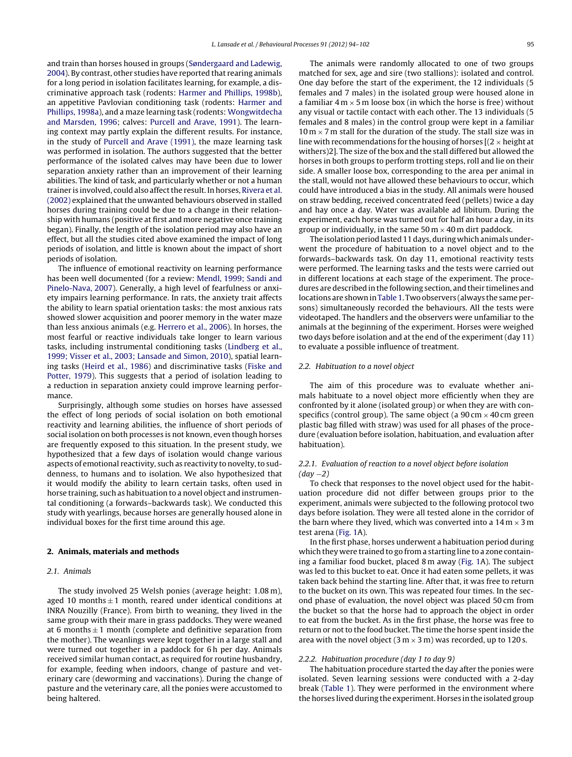and train than horses housed in groups (Søndergaard and Ladewig, 2004). By contrast, other studies have reported that rearing animals for a long period in isolation facilitates learning, for example, a discriminative approach task (rodents: Harmer and Phillips, 1998b), an appetitive Pavlovian conditioning task (rodents: Harmer and Phillips, 1998a), and a maze learning task (rodents: Wongwitdecha and Marsden, 1996; calves: Purcell and Arave, 1991). The learning context may partly explain the different results. For instance, in the study of Purcell and Arave (1991), the maze learning task was performed in isolation. The authors suggested that the better performance of the isolated calves may have been due to lower separation anxiety rather than an improvement of their learning abilities. The kind of task, and particularly whether or not a human trainer is involved, could also affect the result. In horses, Rivera et al. (2002) explained that the unwanted behaviours observed in stalled horses during training could be due to a change in their relationship with humans (positive at first and more negative once training began). Finally, the length of the isolation period may also have an effect, but all the studies cited above examined the impact of long periods of isolation, and little is known about the impact of short periods of isolation.

The influence of emotional reactivity on learning performance has been well documented (for a review: Mendl, 1999; Sandi and Pinelo-Nava, 2007). Generally, a high level of fearfulness or anxiety impairs learning performance. In rats, the anxiety trait affects the ability to learn spatial orientation tasks: the most anxious rats showed slower acquisition and poorer memory in the water maze than less anxious animals (e.g. Herrero et al., 2006). In horses, the most fearful or reactive individuals take longer to learn various tasks, including instrumental conditioning tasks (Lindberg et al., 1999; Visser et al., 2003; Lansade and Simon, 2010), spatial learning tasks (Heird et al., 1986) and discriminative tasks (Fiske and Potter, 1979). This suggests that a period of isolation leading to a reduction in separation anxiety could improve learning performance.

Surprisingly, although some studies on horses have assessed the effect of long periods of social isolation on both emotional reactivity and learning abilities, the influence of short periods of social isolation on both processes is not known, even though horses are frequently exposed to this situation. In the present study, we hypothesized that a few days of isolation would change various aspects of emotional reactivity, such as reactivity to novelty, to suddenness, to humans and to isolation. We also hypothesized that it would modify the ability to learn certain tasks, often used in horse training, such as habituation to a novel object and instrumental conditioning (a forwards–backwards task). We conducted this study with yearlings, because horses are generally housed alone in individual boxes for the first time around this age.

## 2. Animals, materials and methods

### 2.1. Animals

The study involved 25 Welsh ponies (average height: 1.08 m), aged 10 months ± 1 month, reared under identical conditions at INRA Nouzilly (France). From birth to weaning, they lived in the same group with their mare in grass paddocks. They were weaned at 6 months ± 1 month (complete and definitive separation from the mother). The weanlings were kept together in a large stall and were turned out together in a paddock for 6 h per day. Animals received similar human contact, as required for routine husbandry, for example, feeding when indoors, change of pasture and veterinary care (deworming and vaccinations). During the change of pasture and the veterinary care, all the ponies were accustomed to being haltered.

The animals were randomly allocated to one of two groups matched for sex, age and sire (two stallions): isolated and control. One day before the start of the experiment, the 12 individuals (5 females and 7 males) in the isolated group were housed alone in a familiar 4 m × 5 m loose box (in which the horse is free) without any visual or tactile contact with each other. The 13 individuals (5 females and 8 males) in the control group were kept in a familiar 10 m × 7 m stall for the duration of the study. The stall size was in line with recommendations for the housing of horses [(2 × height at withers)2]. The size of the box and the stall differed but allowed the horses in both groups to perform trotting steps, roll and lie on their side. A smaller loose box, corresponding to the area per animal in the stall, would not have allowed these behaviours to occur, which could have introduced a bias in the study. All animals were housed on straw bedding, received concentrated feed (pellets) twice a day and hay once a day. Water was available ad libitum. During the experiment, each horse was turned out for half an hour a day, in its group or individually, in the same 50 m × 40 m dirt paddock.

The isolation period lasted 11 days, during which animals underwent the procedure of habituation to a novel object and to the forwards–backwards task. On day 11, emotional reactivity tests were performed. The learning tasks and the tests were carried out in different locations at each stage of the experiment. The procedures are described in the following section, and their timelines and locations are shown in Table 1. Two observers (always the same persons) simultaneously recorded the behaviours. All the tests were videotaped. The handlers and the observers were unfamiliar to the animals at the beginning of the experiment. Horses were weighed two days before isolation and at the end of the experiment (day 11) to evaluate a possible influence of treatment.

### 2.2. Habituation to a novel object

The aim of this procedure was to evaluate whether animals habituate to a novel object more efficiently when they are confronted by it alone (isolated group) or when they are with conspecifics (control group). The same object (a 90 cm × 40 cm green plastic bag filled with straw) was used for all phases of the procedure (evaluation before isolation, habituation, and evaluation after habituation).

#### 2.2.1. Evaluation of reaction to a novel object before isolation (day −2)

To check that responses to the novel object used for the habituation procedure did not differ between groups prior to the experiment, animals were subjected to the following protocol two days before isolation. They were all tested alone in the corridor of the barn where they lived, which was converted into a 14 m × 3 m test arena (Fig. 1A).

In the first phase, horses underwent a habituation period during which they were trained to go from a starting line to a zone containing a familiar food bucket, placed 8 m away (Fig. 1A). The subject was led to this bucket to eat. Once it had eaten some pellets, it was taken back behind the starting line. After that, it was free to return to the bucket on its own. This was repeated four times. In the second phase of evaluation, the novel object was placed 50 cm from the bucket so that the horse had to approach the object in order to eat from the bucket. As in the first phase, the horse was free to return or not to the food bucket. The time the horse spent inside the area with the novel object (3 m × 3 m) was recorded, up to 120 s.

#### 2.2.2. Habituation procedure (day 1 to day 9)

The habituation procedure started the day after the ponies were isolated. Seven learning sessions were conducted with a 2-day break (Table 1). They were performed in the environment where the horses lived during the experiment. Horses in the isolated group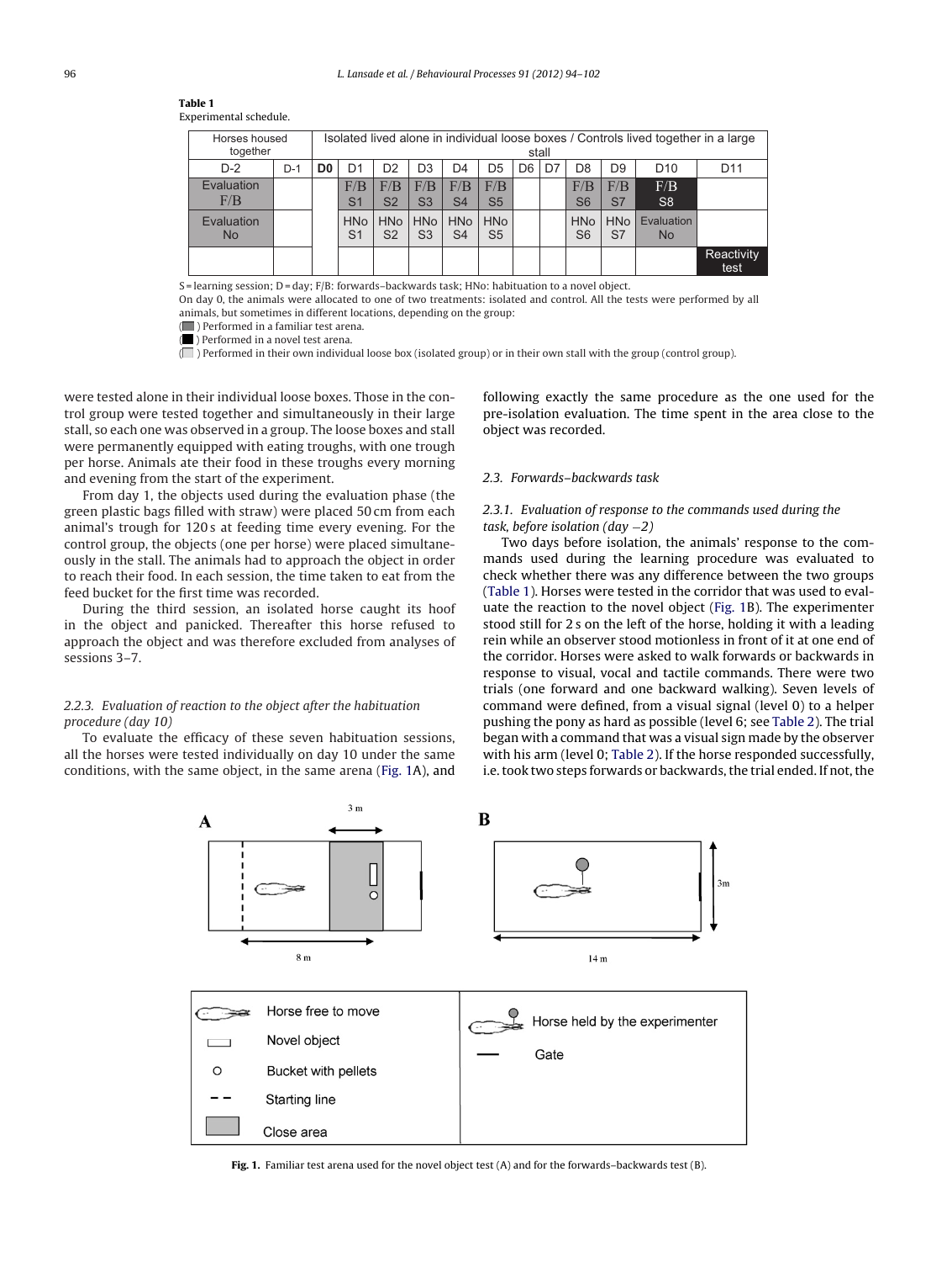**Table 1**
Experimental schedule.

| Horses housed together | | Isolated lived alone in individual loose boxes / Controls lived together in a large stall | | | | | | | | | | | |
|---|---|---|---|---|---|---|---|---|---|---|---|---|---|
| D-2 | D-1 | **D0** | D1 | D2 | D3 | D4 | D5 | D6 | D7 | D8 | D9 | D10 | D11 |
| Evaluation F/B | | | F/B S1 | F/B S2 | F/B S3 | F/B S4 | F/B S5 | | | F/B S6 | F/B S7 | F/B S8 | |
| Evaluation No | | | HNo S1 | HNo S2 | HNo S3 | HNo S4 | HNo S5 | | | HNo S6 | HNo S7 | Evaluation No | |
| | | | | | | | | | | | | | Reactivity test |

S = learning session; D = day; F/B: forwards–backwards task; HNo: habituation to a novel object.
On day 0, the animals were allocated to one of two treatments: isolated and control. All the tests were performed by all animals, but sometimes in different locations, depending on the group:
(■) Performed in a familiar test arena.
(■) Performed in a novel test arena.
(□) Performed in their own individual loose box (isolated group) or in their own stall with the group (control group).

were tested alone in their individual loose boxes. Those in the control group were tested together and simultaneously in their large stall, so each one was observed in a group. The loose boxes and stall were permanently equipped with eating troughs, with one trough per horse. Animals ate their food in these troughs every morning and evening from the start of the experiment.

From day 1, the objects used during the evaluation phase (the green plastic bags filled with straw) were placed 50 cm from each animal's trough for 120 s at feeding time every evening. For the control group, the objects (one per horse) were placed simultaneously in the stall. The animals had to approach the object in order to reach their food. In each session, the time taken to eat from the feed bucket for the first time was recorded.

During the third session, an isolated horse caught its hoof in the object and panicked. Thereafter this horse refused to approach the object and was therefore excluded from analyses of sessions 3–7.

#### *2.2.3. Evaluation of reaction to the object after the habituation procedure (day 10)*

To evaluate the efficacy of these seven habituation sessions, all the horses were tested individually on day 10 under the same conditions, with the same object, in the same arena (Fig. 1A), and following exactly the same procedure as the one used for the pre-isolation evaluation. The time spent in the area close to the object was recorded.

### *2.3. Forwards–backwards task*

#### *2.3.1. Evaluation of response to the commands used during the task, before isolation (day −2)*

Two days before isolation, the animals' response to the commands used during the learning procedure was evaluated to check whether there was any difference between the two groups (Table 1). Horses were tested in the corridor that was used to evaluate the reaction to the novel object (Fig. 1B). The experimenter stood still for 2 s on the left of the horse, holding it with a leading rein while an observer stood motionless in front of it at one end of the corridor. Horses were asked to walk forwards or backwards in response to visual, vocal and tactile commands. There were two trials (one forward and one backward walking). Seven levels of command were defined, from a visual signal (level 0) to a helper pushing the pony as hard as possible (level 6; see Table 2). The trial began with a command that was a visual sign made by the observer with his arm (level 0; Table 2). If the horse responded successfully, i.e. took two steps forwards or backwards, the trial ended. If not, the

**Fig. 1.** Familiar test arena used for the novel object test (A) and for the forwards–backwards test (B).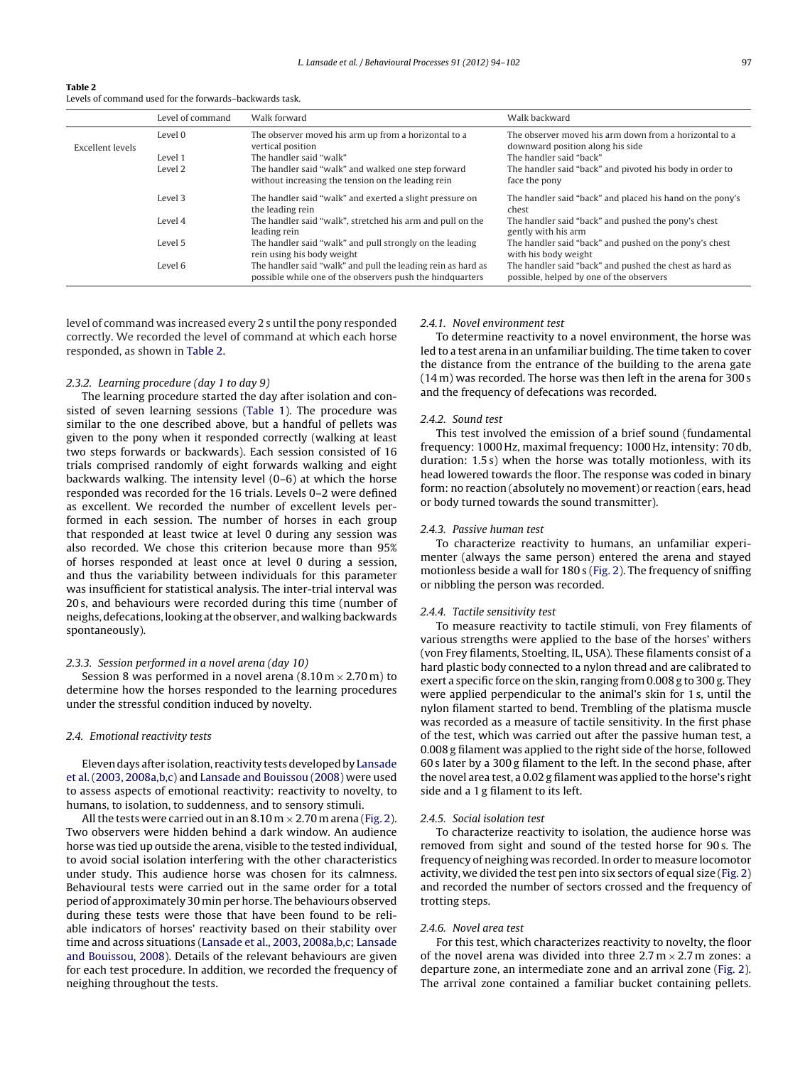**Table 2**
Levels of command used for the forwards–backwards task.

| | Level of command | Walk forward | Walk backward |
|---|---|---|---|
| Excellent levels | Level 0 | The observer moved his arm up from a horizontal to a vertical position | The observer moved his arm down from a horizontal to a downward position along his side |
| | Level 1 | The handler said "walk" | The handler said "back" |
| | Level 2 | The handler said "walk" and walked one step forward without increasing the tension on the leading rein | The handler said "back" and pivoted his body in order to face the pony |
| | Level 3 | The handler said "walk" and exerted a slight pressure on the leading rein | The handler said "back" and placed his hand on the pony's chest |
| | Level 4 | The handler said "walk", stretched his arm and pull on the leading rein | The handler said "back" and pushed the pony's chest gently with his arm |
| | Level 5 | The handler said "walk" and pull strongly on the leading rein using his body weight | The handler said "back" and pushed on the pony's chest with his body weight |
| | Level 6 | The handler said "walk" and pull the leading rein as hard as possible while one of the observers push the hindquarters | The handler said "back" and pushed the chest as hard as possible, helped by one of the observers |

level of command was increased every 2 s until the pony responded correctly. We recorded the level of command at which each horse responded, as shown in Table 2.

#### 2.3.2. Learning procedure (day 1 to day 9)

The learning procedure started the day after isolation and consisted of seven learning sessions (Table 1). The procedure was similar to the one described above, but a handful of pellets was given to the pony when it responded correctly (walking at least two steps forwards or backwards). Each session consisted of 16 trials comprised randomly of eight forwards walking and eight backwards walking. The intensity level (0–6) at which the horse responded was recorded for the 16 trials. Levels 0–2 were defined as excellent. We recorded the number of excellent levels performed in each session. The number of horses in each group that responded at least twice at level 0 during any session was also recorded. We chose this criterion because more than 95% of horses responded at least once at level 0 during a session, and thus the variability between individuals for this parameter was insufficient for statistical analysis. The inter-trial interval was 20 s, and behaviours were recorded during this time (number of neighs, defecations, looking at the observer, and walking backwards spontaneously).

#### 2.3.3. Session performed in a novel arena (day 10)

Session 8 was performed in a novel arena (8.10 m × 2.70 m) to determine how the horses responded to the learning procedures under the stressful condition induced by novelty.

### 2.4. Emotional reactivity tests

Eleven days after isolation, reactivity tests developed by Lansade et al. (2003, 2008a,b,c) and Lansade and Bouissou (2008) were used to assess aspects of emotional reactivity: reactivity to novelty, to humans, to isolation, to suddenness, and to sensory stimuli.

All the tests were carried out in an 8.10 m × 2.70 m arena (Fig. 2). Two observers were hidden behind a dark window. An audience horse was tied up outside the arena, visible to the tested individual, to avoid social isolation interfering with the other characteristics under study. This audience horse was chosen for its calmness. Behavioural tests were carried out in the same order for a total period of approximately 30 min per horse. The behaviours observed during these tests were those that have been found to be reliable indicators of horses' reactivity based on their stability over time and across situations (Lansade et al., 2003, 2008a,b,c; Lansade and Bouissou, 2008). Details of the relevant behaviours are given for each test procedure. In addition, we recorded the frequency of neighing throughout the tests.

#### 2.4.1. Novel environment test

To determine reactivity to a novel environment, the horse was led to a test arena in an unfamiliar building. The time taken to cover the distance from the entrance of the building to the arena gate (14 m) was recorded. The horse was then left in the arena for 300 s and the frequency of defecations was recorded.

#### 2.4.2. Sound test

This test involved the emission of a brief sound (fundamental frequency: 1000 Hz, maximal frequency: 1000 Hz, intensity: 70 db, duration: 1.5 s) when the horse was totally motionless, with its head lowered towards the floor. The response was coded in binary form: no reaction (absolutely no movement) or reaction (ears, head or body turned towards the sound transmitter).

#### 2.4.3. Passive human test

To characterize reactivity to humans, an unfamiliar experimenter (always the same person) entered the arena and stayed motionless beside a wall for 180 s (Fig. 2). The frequency of sniffing or nibbling the person was recorded.

#### 2.4.4. Tactile sensitivity test

To measure reactivity to tactile stimuli, von Frey filaments of various strengths were applied to the base of the horses' withers (von Frey filaments, Stoelting, IL, USA). These filaments consist of a hard plastic body connected to a nylon thread and are calibrated to exert a specific force on the skin, ranging from 0.008 g to 300 g. They were applied perpendicular to the animal's skin for 1 s, until the nylon filament started to bend. Trembling of the platisma muscle was recorded as a measure of tactile sensitivity. In the first phase of the test, which was carried out after the passive human test, a 0.008 g filament was applied to the right side of the horse, followed 60 s later by a 300 g filament to the left. In the second phase, after the novel area test, a 0.02 g filament was applied to the horse's right side and a 1 g filament to its left.

#### 2.4.5. Social isolation test

To characterize reactivity to isolation, the audience horse was removed from sight and sound of the tested horse for 90 s. The frequency of neighing was recorded. In order to measure locomotor activity, we divided the test pen into six sectors of equal size (Fig. 2) and recorded the number of sectors crossed and the frequency of trotting steps.

#### 2.4.6. Novel area test

For this test, which characterizes reactivity to novelty, the floor of the novel arena was divided into three 2.7 m × 2.7 m zones: a departure zone, an intermediate zone and an arrival zone (Fig. 2). The arrival zone contained a familiar bucket containing pellets.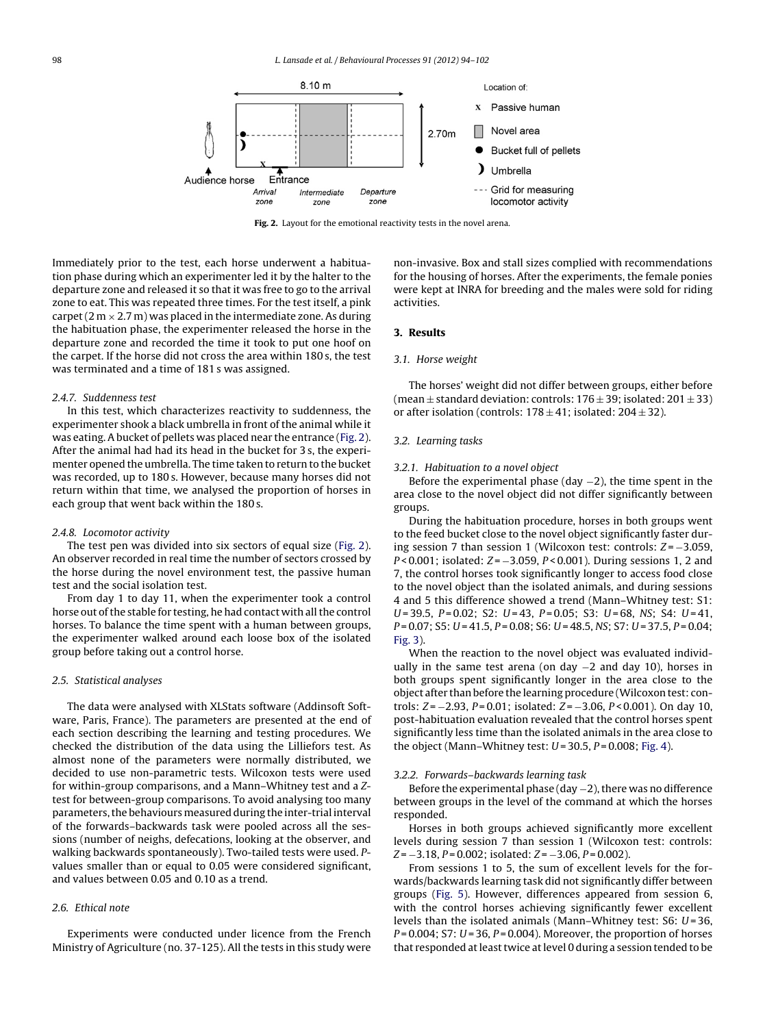Fig. 2. Layout for the emotional reactivity tests in the novel arena.

Immediately prior to the test, each horse underwent a habituation phase during which an experimenter led it by the halter to the departure zone and released it so that it was free to go to the arrival zone to eat. This was repeated three times. For the test itself, a pink carpet (2 m × 2.7 m) was placed in the intermediate zone. As during the habituation phase, the experimenter released the horse in the departure zone and recorded the time it took to put one hoof on the carpet. If the horse did not cross the area within 180 s, the test was terminated and a time of 181 s was assigned.

#### 2.4.7. Suddenness test

In this test, which characterizes reactivity to suddenness, the experimenter shook a black umbrella in front of the animal while it was eating. A bucket of pellets was placed near the entrance (Fig. 2). After the animal had had its head in the bucket for 3 s, the experimenter opened the umbrella. The time taken to return to the bucket was recorded, up to 180 s. However, because many horses did not return within that time, we analysed the proportion of horses in each group that went back within the 180 s.

#### 2.4.8. Locomotor activity

The test pen was divided into six sectors of equal size (Fig. 2). An observer recorded in real time the number of sectors crossed by the horse during the novel environment test, the passive human test and the social isolation test.

From day 1 to day 11, when the experimenter took a control horse out of the stable for testing, he had contact with all the control horses. To balance the time spent with a human between groups, the experimenter walked around each loose box of the isolated group before taking out a control horse.

### 2.5. Statistical analyses

The data were analysed with XLStats software (Addinsoft Software, Paris, France). The parameters are presented at the end of each section describing the learning and testing procedures. We checked the distribution of the data using the Lilliefors test. As almost none of the parameters were normally distributed, we decided to use non-parametric tests. Wilcoxon tests were used for within-group comparisons, and a Mann–Whitney test and a Z-test for between-group comparisons. To avoid analysing too many parameters, the behaviours measured during the inter-trial interval of the forwards–backwards task were pooled across all the sessions (number of neighs, defecations, looking at the observer, and walking backwards spontaneously). Two-tailed tests were used. P-values smaller than or equal to 0.05 were considered significant, and values between 0.05 and 0.10 as a trend.

### 2.6. Ethical note

Experiments were conducted under licence from the French Ministry of Agriculture (no. 37-125). All the tests in this study were non-invasive. Box and stall sizes complied with recommendations for the housing of horses. After the experiments, the female ponies were kept at INRA for breeding and the males were sold for riding activities.

## 3. Results

### 3.1. Horse weight

The horses' weight did not differ between groups, either before (mean ± standard deviation: controls: 176 ± 39; isolated: 201 ± 33) or after isolation (controls: 178 ± 41; isolated: 204 ± 32).

### 3.2. Learning tasks

#### 3.2.1. Habituation to a novel object

Before the experimental phase (day −2), the time spent in the area close to the novel object did not differ significantly between groups.

During the habituation procedure, horses in both groups went to the feed bucket close to the novel object significantly faster during session 7 than session 1 (Wilcoxon test: controls: $Z = -3.059$, $P < 0.001$; isolated: $Z = -3.059$, $P < 0.001$). During sessions 1, 2 and 7, the control horses took significantly longer to access food close to the novel object than the isolated animals, and during sessions 4 and 5 this difference showed a trend (Mann–Whitney test: S1: $U = 39.5$, $P = 0.02$; S2: $U = 43$, $P = 0.05$; S3: $U = 68$, NS; S4: $U = 41$, $P = 0.07$; S5: $U = 41.5$, $P = 0.08$; S6: $U = 48.5$, NS; S7: $U = 37.5$, $P = 0.04$; Fig. 3).

When the reaction to the novel object was evaluated individually in the same test arena (on day −2 and day 10), horses in both groups spent significantly longer in the area close to the object after than before the learning procedure (Wilcoxon test: controls: $Z = -2.93$, $P = 0.01$; isolated: $Z = -3.06$, $P < 0.001$). On day 10, post-habituation evaluation revealed that the control horses spent significantly less time than the isolated animals in the area close to the object (Mann–Whitney test: $U = 30.5$, $P = 0.008$; Fig. 4).

#### 3.2.2. Forwards–backwards learning task

Before the experimental phase (day −2), there was no difference between groups in the level of the command at which the horses responded.

Horses in both groups achieved significantly more excellent levels during session 7 than session 1 (Wilcoxon test: controls: $Z = -3.18$, $P = 0.002$; isolated: $Z = -3.06$, $P = 0.002$).

From sessions 1 to 5, the sum of excellent levels for the forwards/backwards learning task did not significantly differ between groups (Fig. 5). However, differences appeared from session 6, with the control horses achieving significantly fewer excellent levels than the isolated animals (Mann–Whitney test: S6: $U = 36$, $P = 0.004$; S7: $U = 36$, $P = 0.004$). Moreover, the proportion of horses that responded at least twice at level 0 during a session tended to be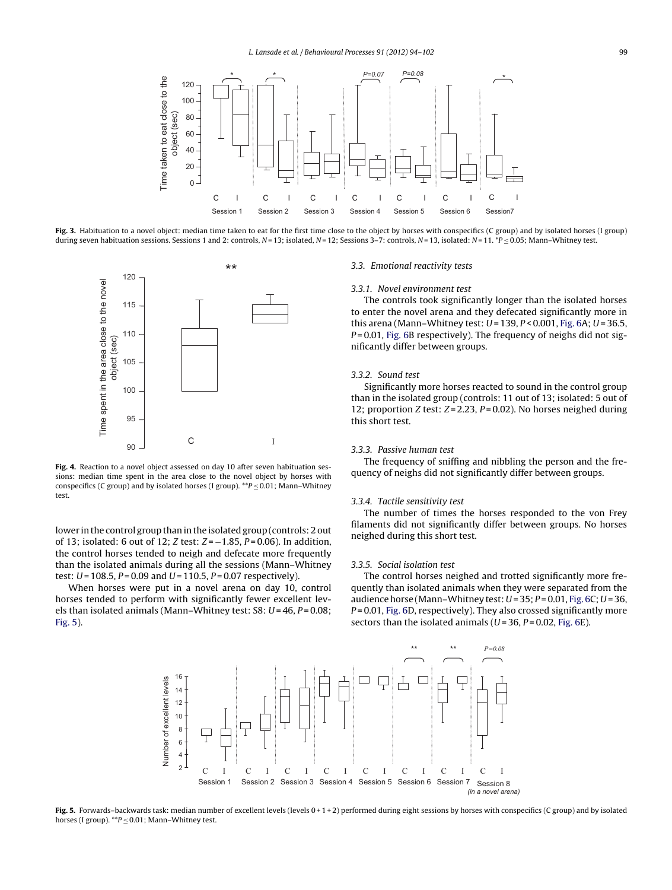Fig. 3. Habituation to a novel object: median time taken to eat for the first time close to the object by horses with conspecifics (C group) and by isolated horses (I group) during seven habituation sessions. Sessions 1 and 2: controls, $N = 13$; isolated, $N = 12$; Sessions 3–7: controls, $N = 13$, isolated: $N = 11$. $^{*}P \leq 0.05$; Mann–Whitney test.

Fig. 4. Reaction to a novel object assessed on day 10 after seven habituation sessions: median time spent in the area close to the novel object by horses with conspecifics (C group) and by isolated horses (I group). $^{**}P \leq 0.01$; Mann–Whitney test.

lower in the control group than in the isolated group (controls: 2 out of 13; isolated: 6 out of 12; Z test: $Z = -1.85$, $P = 0.06$). In addition, the control horses tended to neigh and defecate more frequently than the isolated animals during all the sessions (Mann–Whitney test: $U = 108.5$, $P = 0.09$ and $U = 110.5$, $P = 0.07$ respectively).

When horses were put in a novel arena on day 10, control horses tended to perform with significantly fewer excellent levels than isolated animals (Mann–Whitney test: S8: $U = 46$, $P = 0.08$; Fig. 5).

### 3.3. Emotional reactivity tests

#### 3.3.1. Novel environment test

The controls took significantly longer than the isolated horses to enter the novel arena and they defecated significantly more in this arena (Mann–Whitney test: $U = 139$, $P < 0.001$, Fig. 6A; $U = 36.5$, $P = 0.01$, Fig. 6B respectively). The frequency of neighs did not significantly differ between groups.

#### 3.3.2. Sound test

Significantly more horses reacted to sound in the control group than in the isolated group (controls: 11 out of 13; isolated: 5 out of 12; proportion Z test: $Z = 2.23$, $P = 0.02$). No horses neighed during this short test.

#### 3.3.3. Passive human test

The frequency of sniffing and nibbling the person and the frequency of neighs did not significantly differ between groups.

#### 3.3.4. Tactile sensitivity test

The number of times the horses responded to the von Frey filaments did not significantly differ between groups. No horses neighed during this short test.

#### 3.3.5. Social isolation test

The control horses neighed and trotted significantly more frequently than isolated animals when they were separated from the audience horse (Mann–Whitney test: $U = 35$; $P = 0.01$, Fig. 6C; $U = 36$, $P = 0.01$, Fig. 6D, respectively). They also crossed significantly more sectors than the isolated animals ($U = 36$, $P = 0.02$, Fig. 6E).

Fig. 5. Forwards–backwards task: median number of excellent levels (levels 0 + 1 + 2) performed during eight sessions by horses with conspecifics (C group) and by isolated horses (I group). $^{**}P \leq 0.01$; Mann–Whitney test.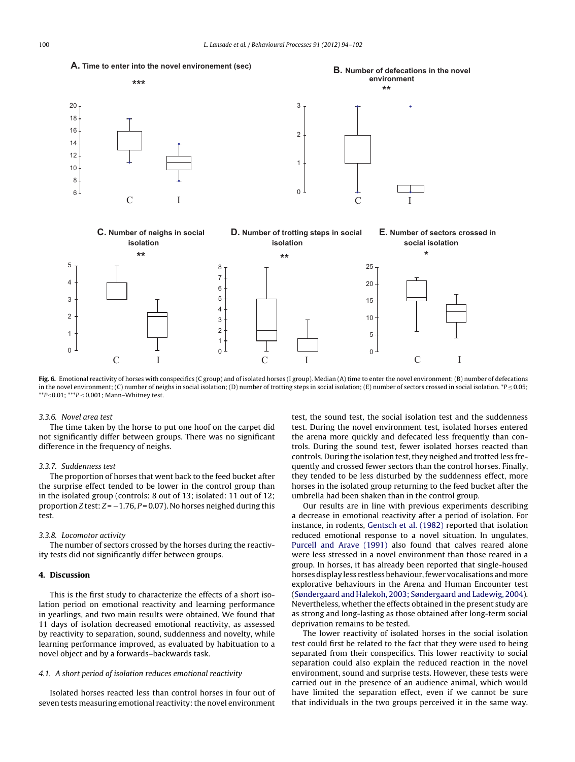Fig. 6. Emotional reactivity of horses with conspecifics (C group) and of isolated horses (I group). Median (A) time to enter the novel environment; (B) number of defecations in the novel environment; (C) number of neighs in social isolation; (D) number of trotting steps in social isolation; (E) number of sectors crossed in social isolation. $^{*}P \leq 0.05$; $^{**}P \leq 0.01$; $^{***}P \leq 0.001$; Mann–Whitney test.

### 3.3.6. Novel area test

The time taken by the horse to put one hoof on the carpet did not significantly differ between groups. There was no significant difference in the frequency of neighs.

### 3.3.7. Suddenness test

The proportion of horses that went back to the feed bucket after the surprise effect tended to be lower in the control group than in the isolated group (controls: 8 out of 13; isolated: 11 out of 12; proportion $Z$ test: $Z = -1.76$, $P = 0.07$). No horses neighed during this test.

### 3.3.8. Locomotor activity

The number of sectors crossed by the horses during the reactivity tests did not significantly differ between groups.

## 4. Discussion

This is the first study to characterize the effects of a short isolation period on emotional reactivity and learning performance in yearlings, and two main results were obtained. We found that 11 days of isolation decreased emotional reactivity, as assessed by reactivity to separation, sound, suddenness and novelty, while learning performance improved, as evaluated by habituation to a novel object and by a forwards–backwards task.

### 4.1. A short period of isolation reduces emotional reactivity

Isolated horses reacted less than control horses in four out of seven tests measuring emotional reactivity: the novel environment test, the sound test, the social isolation test and the suddenness test. During the novel environment test, isolated horses entered the arena more quickly and defecated less frequently than controls. During the sound test, fewer isolated horses reacted than controls. During the isolation test, they neighed and trotted less frequently and crossed fewer sectors than the control horses. Finally, they tended to be less disturbed by the suddenness effect, more horses in the isolated group returning to the feed bucket after the umbrella had been shaken than in the control group.

Our results are in line with previous experiments describing a decrease in emotional reactivity after a period of isolation. For instance, in rodents, Gentsch et al. (1982) reported that isolation reduced emotional response to a novel situation. In ungulates, Purcell and Arave (1991) also found that calves reared alone were less stressed in a novel environment than those reared in a group. In horses, it has already been reported that single-housed horses display less restless behaviour, fewer vocalisations and more explorative behaviours in the Arena and Human Encounter test (Søndergaard and Halekoh, 2003; Søndergaard and Ladewig, 2004). Nevertheless, whether the effects obtained in the present study are as strong and long-lasting as those obtained after long-term social deprivation remains to be tested.

The lower reactivity of isolated horses in the social isolation test could first be related to the fact that they were used to being separated from their conspecifics. This lower reactivity to social separation could also explain the reduced reaction in the novel environment, sound and surprise tests. However, these tests were carried out in the presence of an audience animal, which would have limited the separation effect, even if we cannot be sure that individuals in the two groups perceived it in the same way.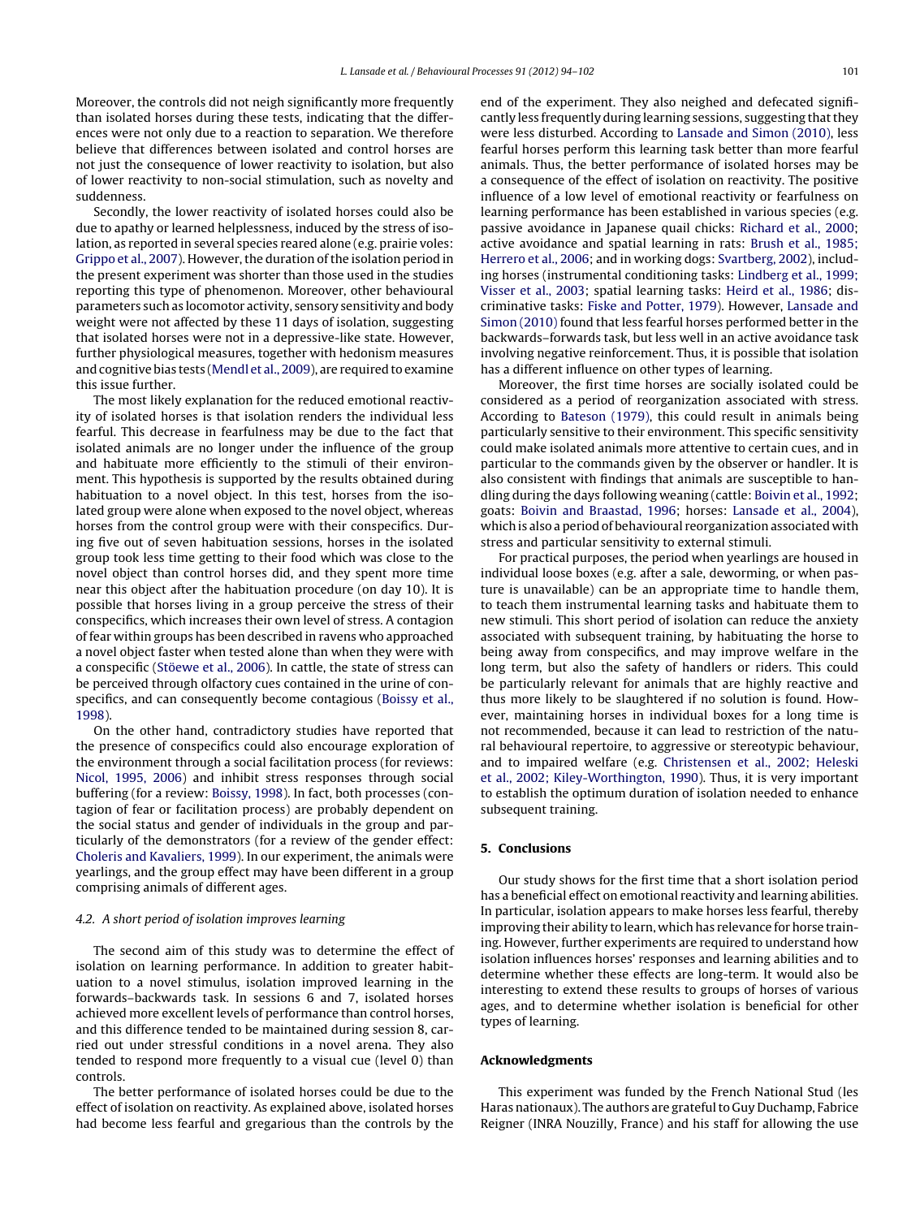Moreover, the controls did not neigh significantly more frequently than isolated horses during these tests, indicating that the differences were not only due to a reaction to separation. We therefore believe that differences between isolated and control horses are not just the consequence of lower reactivity to isolation, but also of lower reactivity to non-social stimulation, such as novelty and suddenness.

Secondly, the lower reactivity of isolated horses could also be due to apathy or learned helplessness, induced by the stress of isolation, as reported in several species reared alone (e.g. prairie voles: Grippo et al., 2007). However, the duration of the isolation period in the present experiment was shorter than those used in the studies reporting this type of phenomenon. Moreover, other behavioural parameters such as locomotor activity, sensory sensitivity and body weight were not affected by these 11 days of isolation, suggesting that isolated horses were not in a depressive-like state. However, further physiological measures, together with hedonism measures and cognitive bias tests (Mendl et al., 2009), are required to examine this issue further.

The most likely explanation for the reduced emotional reactivity of isolated horses is that isolation renders the individual less fearful. This decrease in fearfulness may be due to the fact that isolated animals are no longer under the influence of the group and habituate more efficiently to the stimuli of their environment. This hypothesis is supported by the results obtained during habituation to a novel object. In this test, horses from the isolated group were alone when exposed to the novel object, whereas horses from the control group were with their conspecifics. During five out of seven habituation sessions, horses in the isolated group took less time getting to their food which was close to the novel object than control horses did, and they spent more time near this object after the habituation procedure (on day 10). It is possible that horses living in a group perceive the stress of their conspecifics, which increases their own level of stress. A contagion of fear within groups has been described in ravens who approached a novel object faster when tested alone than when they were with a conspecific (Stöewe et al., 2006). In cattle, the state of stress can be perceived through olfactory cues contained in the urine of conspecifics, and can consequently become contagious (Boissy et al., 1998).

On the other hand, contradictory studies have reported that the presence of conspecifics could also encourage exploration of the environment through a social facilitation process (for reviews: Nicol, 1995, 2006) and inhibit stress responses through social buffering (for a review: Boissy, 1998). In fact, both processes (contagion of fear or facilitation process) are probably dependent on the social status and gender of individuals in the group and particularly of the demonstrators (for a review of the gender effect: Choleris and Kavaliers, 1999). In our experiment, the animals were yearlings, and the group effect may have been different in a group comprising animals of different ages.

### *4.2. A short period of isolation improves learning*

The second aim of this study was to determine the effect of isolation on learning performance. In addition to greater habituation to a novel stimulus, isolation improved learning in the forwards–backwards task. In sessions 6 and 7, isolated horses achieved more excellent levels of performance than control horses, and this difference tended to be maintained during session 8, carried out under stressful conditions in a novel arena. They also tended to respond more frequently to a visual cue (level 0) than controls.

The better performance of isolated horses could be due to the effect of isolation on reactivity. As explained above, isolated horses had become less fearful and gregarious than the controls by the end of the experiment. They also neighed and defecated significantly less frequently during learning sessions, suggesting that they were less disturbed. According to Lansade and Simon (2010), less fearful horses perform this learning task better than more fearful animals. Thus, the better performance of isolated horses may be a consequence of the effect of isolation on reactivity. The positive influence of a low level of emotional reactivity or fearfulness on learning performance has been established in various species (e.g. passive avoidance in Japanese quail chicks: Richard et al., 2000; active avoidance and spatial learning in rats: Brush et al., 1985; Herrero et al., 2006; and in working dogs: Svartberg, 2002), including horses (instrumental conditioning tasks: Lindberg et al., 1999; Visser et al., 2003; spatial learning tasks: Heird et al., 1986; discriminative tasks: Fiske and Potter, 1979). However, Lansade and Simon (2010) found that less fearful horses performed better in the backwards–forwards task, but less well in an active avoidance task involving negative reinforcement. Thus, it is possible that isolation has a different influence on other types of learning.

Moreover, the first time horses are socially isolated could be considered as a period of reorganization associated with stress. According to Bateson (1979), this could result in animals being particularly sensitive to their environment. This specific sensitivity could make isolated animals more attentive to certain cues, and in particular to the commands given by the observer or handler. It is also consistent with findings that animals are susceptible to handling during the days following weaning (cattle: Boivin et al., 1992; goats: Boivin and Braastad, 1996; horses: Lansade et al., 2004), which is also a period of behavioural reorganization associated with stress and particular sensitivity to external stimuli.

For practical purposes, the period when yearlings are housed in individual loose boxes (e.g. after a sale, deworming, or when pasture is unavailable) can be an appropriate time to handle them, to teach them instrumental learning tasks and habituate them to new stimuli. This short period of isolation can reduce the anxiety associated with subsequent training, by habituating the horse to being away from conspecifics, and may improve welfare in the long term, but also the safety of handlers or riders. This could be particularly relevant for animals that are highly reactive and thus more likely to be slaughtered if no solution is found. However, maintaining horses in individual boxes for a long time is not recommended, because it can lead to restriction of the natural behavioural repertoire, to aggressive or stereotypic behaviour, and to impaired welfare (e.g. Christensen et al., 2002; Heleski et al., 2002; Kiley-Worthington, 1990). Thus, it is very important to establish the optimum duration of isolation needed to enhance subsequent training.

## 5. Conclusions

Our study shows for the first time that a short isolation period has a beneficial effect on emotional reactivity and learning abilities. In particular, isolation appears to make horses less fearful, thereby improving their ability to learn, which has relevance for horse training. However, further experiments are required to understand how isolation influences horses' responses and learning abilities and to determine whether these effects are long-term. It would also be interesting to extend these results to groups of horses of various ages, and to determine whether isolation is beneficial for other types of learning.

## Acknowledgments

This experiment was funded by the French National Stud (les Haras nationaux). The authors are grateful to Guy Duchamp, Fabrice Reigner (INRA Nouzilly, France) and his staff for allowing the use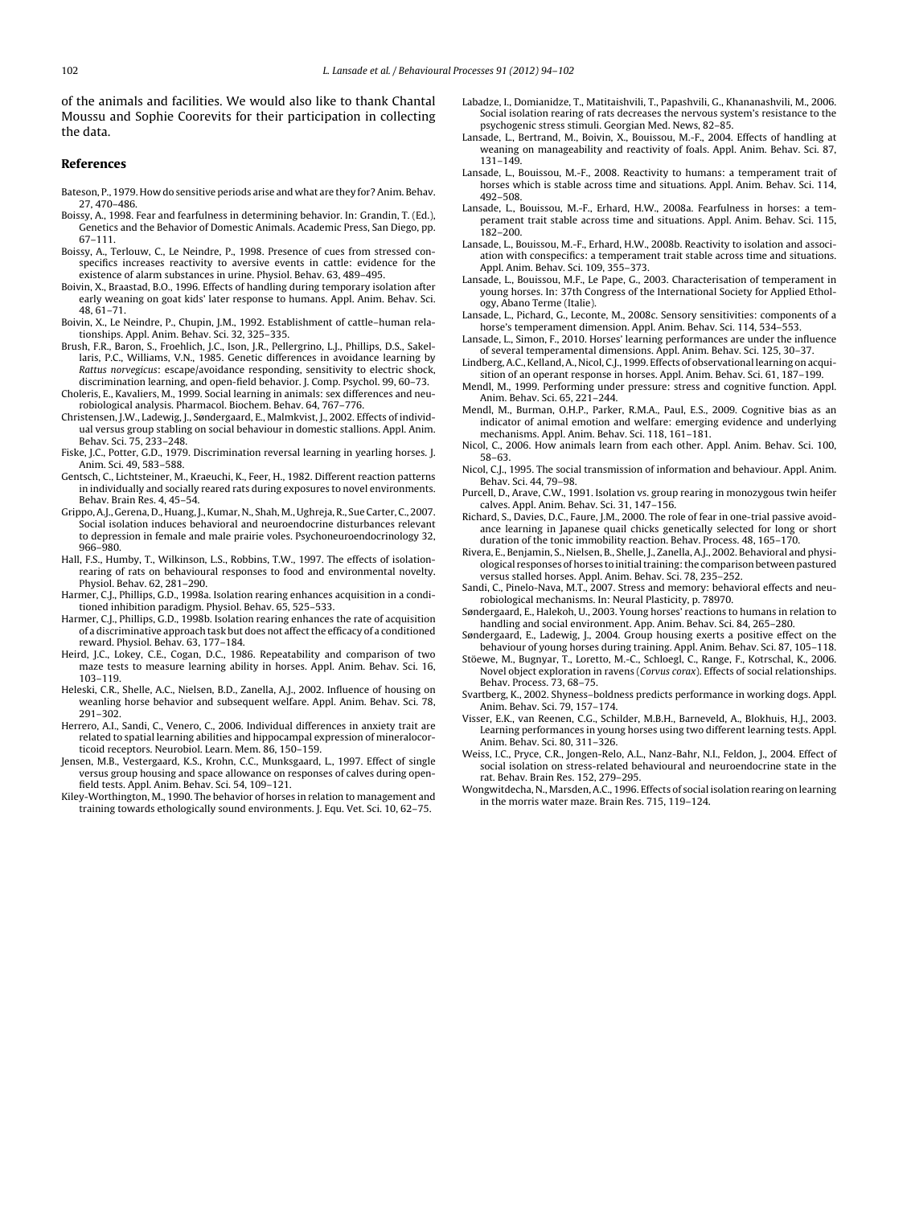of the animals and facilities. We would also like to thank Chantal Moussu and Sophie Coorevits for their participation in collecting the data.

## References

Bateson, P., 1979. How do sensitive periods arise and what are they for? Anim. Behav. 27, 470–486.

Boissy, A., 1998. Fear and fearfulness in determining behavior. In: Grandin, T. (Ed.), Genetics and the Behavior of Domestic Animals. Academic Press, San Diego, pp. 67–111.

Boissy, A., Terlouw, C., Le Neindre, P., 1998. Presence of cues from stressed conspecifics increases reactivity to aversive events in cattle: evidence for the existence of alarm substances in urine. Physiol. Behav. 63, 489–495.

Boivin, X., Braastad, B.O., 1996. Effects of handling during temporary isolation after early weaning on goat kids' later response to humans. Appl. Anim. Behav. Sci. 48, 61–71.

Boivin, X., Le Neindre, P., Chupin, J.M., 1992. Establishment of cattle–human relationships. Appl. Anim. Behav. Sci. 32, 325–335.

Brush, F.R., Baron, S., Froehlich, J.C., Ison, J.R., Pellergrino, L.J., Phillips, D.S., Sakellaris, P.C., Williams, V.N., 1985. Genetic differences in avoidance learning by *Rattus norvegicus*: escape/avoidance responding, sensitivity to electric shock, discrimination learning, and open-field behavior. J. Comp. Psychol. 99, 60–73.

Choleris, E., Kavaliers, M., 1999. Social learning in animals: sex differences and neurobiological analysis. Pharmacol. Biochem. Behav. 64, 767–776.

Christensen, J.W., Ladewig, J., Søndergaard, E., Malmkvist, J., 2002. Effects of individual versus group stabling on social behaviour in domestic stallions. Appl. Anim. Behav. Sci. 75, 233–248.

Fiske, J.C., Potter, G.D., 1979. Discrimination reversal learning in yearling horses. J. Anim. Sci. 49, 583–588.

Gentsch, C., Lichtsteiner, M., Kraeuchi, K., Feer, H., 1982. Different reaction patterns in individually and socially reared rats during exposures to novel environments. Behav. Brain Res. 4, 45–54.

Grippo, A.J., Gerena, D., Huang, J., Kumar, N., Shah, M., Ughreja, R., Sue Carter, C., 2007. Social isolation induces behavioral and neuroendocrine disturbances relevant to depression in female and male prairie voles. Psychoneuroendocrinology 32, 966–980.

Hall, F.S., Humby, T., Wilkinson, L.S., Robbins, T.W., 1997. The effects of isolation-rearing of rats on behavioural responses to food and environmental novelty. Physiol. Behav. 62, 281–290.

Harmer, C.J., Phillips, G.D., 1998a. Isolation rearing enhances acquisition in a conditioned inhibition paradigm. Physiol. Behav. 65, 525–533.

Harmer, C.J., Phillips, G.D., 1998b. Isolation rearing enhances the rate of acquisition of a discriminative approach task but does not affect the efficacy of a conditioned reward. Physiol. Behav. 63, 177–184.

Heird, J.C., Lokey, C.E., Cogan, D.C., 1986. Repeatability and comparison of two maze tests to measure learning ability in horses. Appl. Anim. Behav. Sci. 16, 103–119.

Heleski, C.R., Shelle, A.C., Nielsen, B.D., Zanella, A.J., 2002. Influence of housing on weanling horse behavior and subsequent welfare. Appl. Anim. Behav. Sci. 78, 291–302.

Herrero, A.I., Sandi, C., Venero, C., 2006. Individual differences in anxiety trait are related to spatial learning abilities and hippocampal expression of mineralocorticoid receptors. Neurobiol. Learn. Mem. 86, 150–159.

Jensen, M.B., Vestergaard, K.S., Krohn, C.C., Munksgaard, L., 1997. Effect of single versus group housing and space allowance on responses of calves during open-field tests. Appl. Anim. Behav. Sci. 54, 109–121.

Kiley-Worthington, M., 1990. The behavior of horses in relation to management and training towards ethologically sound environments. J. Equ. Vet. Sci. 10, 62–75.

Labadze, I., Domianidze, T., Matitaishvili, T., Papashvili, G., Khananashvili, M., 2006. Social isolation rearing of rats decreases the nervous system's resistance to the psychogenic stress stimuli. Georgian Med. News, 82–85.

Lansade, L., Bertrand, M., Boivin, X., Bouissou, M.-F., 2004. Effects of handling at weaning on manageability and reactivity of foals. Appl. Anim. Behav. Sci. 87, 131–149.

Lansade, L., Bouissou, M.-F., 2008. Reactivity to humans: a temperament trait of horses which is stable across time and situations. Appl. Anim. Behav. Sci. 114, 492–508.

Lansade, L., Bouissou, M.-F., Erhard, H.W., 2008a. Fearfulness in horses: a temperament trait stable across time and situations. Appl. Anim. Behav. Sci. 115, 182–200.

Lansade, L., Bouissou, M.-F., Erhard, H.W., 2008b. Reactivity to isolation and association with conspecifics: a temperament trait stable across time and situations. Appl. Anim. Behav. Sci. 109, 355–373.

Lansade, L., Bouissou, M.F., Le Pape, G., 2003. Characterisation of temperament in young horses. In: 37th Congress of the International Society for Applied Ethology, Abano Terme (Italie).

Lansade, L., Pichard, G., Leconte, M., 2008c. Sensory sensitivities: components of a horse's temperament dimension. Appl. Anim. Behav. Sci. 114, 534–553.

Lansade, L., Simon, F., 2010. Horses' learning performances are under the influence of several temperamental dimensions. Appl. Anim. Behav. Sci. 125, 30–37.

Lindberg, A.C., Kelland, A., Nicol, C.J., 1999. Effects of observational learning on acquisition of an operant response in horses. Appl. Anim. Behav. Sci. 61, 187–199.

Mendl, M., 1999. Performing under pressure: stress and cognitive function. Appl. Anim. Behav. Sci. 65, 221–244.

Mendl, M., Burman, O.H.P., Parker, R.M.A., Paul, E.S., 2009. Cognitive bias as an indicator of animal emotion and welfare: emerging evidence and underlying mechanisms. Appl. Anim. Behav. Sci. 118, 161–181.

Nicol, C.J., 2006. How animals learn from each other. Appl. Anim. Behav. Sci. 100, 58–63.

Nicol, C.J., 1995. The social transmission of information and behaviour. Appl. Anim. Behav. Sci. 44, 79–98.

Purcell, D., Arave, C.W., 1991. Isolation vs. group rearing in monozygous twin heifer calves. Appl. Anim. Behav. Sci. 31, 147–156.

Richard, S., Davies, D.C., Faure, J.M., 2000. The role of fear in one-trial passive avoidance learning in Japanese quail chicks genetically selected for long or short duration of the tonic immobility reaction. Behav. Process. 48, 165–170.

Rivera, E., Benjamin, S., Nielsen, B., Shelle, J., Zanella, A.J., 2002. Behavioral and physiological responses of horses to initial training: the comparison between pastured versus stalled horses. Appl. Anim. Behav. Sci. 78, 235–252.

Sandi, C., Pinelo-Nava, M.T., 2007. Stress and memory: behavioral effects and neurobiological mechanisms. In: Neural Plasticity, p. 78970.

Søndergaard, E., Halekoh, U., 2003. Young horses' reactions to humans in relation to handling and social environment. App. Anim. Behav. Sci. 84, 265–280.

Søndergaard, E., Ladewig, J., 2004. Group housing exerts a positive effect on the behaviour of young horses during training. Appl. Anim. Behav. Sci. 87, 105–118.

Stöewe, M., Bugnyar, T., Loretto, M.-C., Schloegl, C., Range, F., Kotrschal, K., 2006. Novel object exploration in ravens (*Corvus corax*). Effects of social relationships. Behav. Process. 73, 68–75.

Svartberg, K., 2002. Shyness–boldness predicts performance in working dogs. Appl. Anim. Behav. Sci. 79, 157–174.

Visser, E.K., van Reenen, C.G., Schilder, M.B.H., Barneveld, A., Blokhuis, H.J., 2003. Learning performances in young horses using two different learning tests. Appl. Anim. Behav. Sci. 80, 311–326.

Weiss, I.C., Pryce, C.R., Jongen-Relo, A.L., Nanz-Bahr, N.I., Feldon, J., 2004. Effect of social isolation on stress-related behavioural and neuroendocrine state in the rat. Behav. Brain Res. 152, 279–295.

Wongwitdecha, N., Marsden, A.C., 1996. Effects of social isolation rearing on learning in the morris water maze. Brain Res. 715, 119–124.